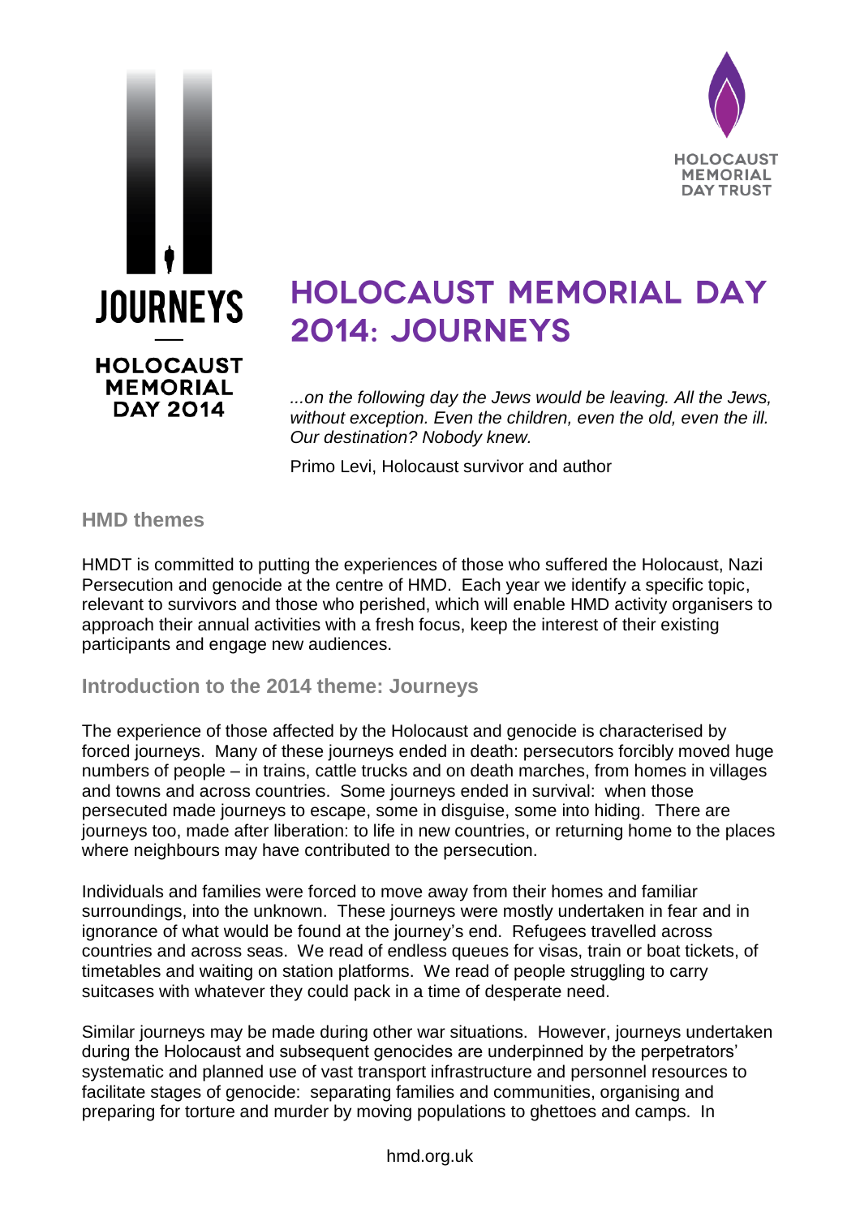# HOLOCAUST MEMORIAL DAY 2014: JOURNEYS

*...on the following day the Jews would be leaving. All the Jews, without exception. Even the children, even the old, even the ill. Our destination? Nobody knew.*

Primo Levi, Holocaust survivor and author

## HMD themes

HMDT is committed to putting the experiences of those who suffered the Holocaust, Nazi Persecution and genocide at the centre of HMD. Each year we identify a specific topic, relevant to survivors and those who perished, which will enable HMD activity organisers to approach their annual activities with a fresh focus, keep the interest of their existing participants and engage new audiences.

## Introduction to the 2014 theme: Journeys

The experience of those affected by the Holocaust and genocide is characterised by forced journeys. Many of these journeys ended in death: persecutors forcibly moved huge numbers of people – in trains, cattle trucks and on death marches, from homes in villages and towns and across countries. Some journeys ended in survival: when those persecuted made journeys to escape, some in disguise, some into hiding. There are journeys too, made after liberation: to life in new countries, or returning home to the places where neighbours may have contributed to the persecution.

Individuals and families were forced to move away from their homes and familiar surroundings, into the unknown. These journeys were mostly undertaken in fear and in ignorance of what would be found at the journey's end. Refugees travelled across countries and across seas. We read of endless queues for visas, train or boat tickets, of timetables and waiting on station platforms. We read of people struggling to carry suitcases with whatever they could pack in a time of desperate need.

Similar journeys may be made during other war situations. However, journeys undertaken during the Holocaust and subsequent genocides are underpinned by the perpetrators' systematic and planned use of vast transport infrastructure and personnel resources to facilitate stages of genocide: separating families and communities, organising and preparing for torture and murder by moving populations to ghettoes and camps. In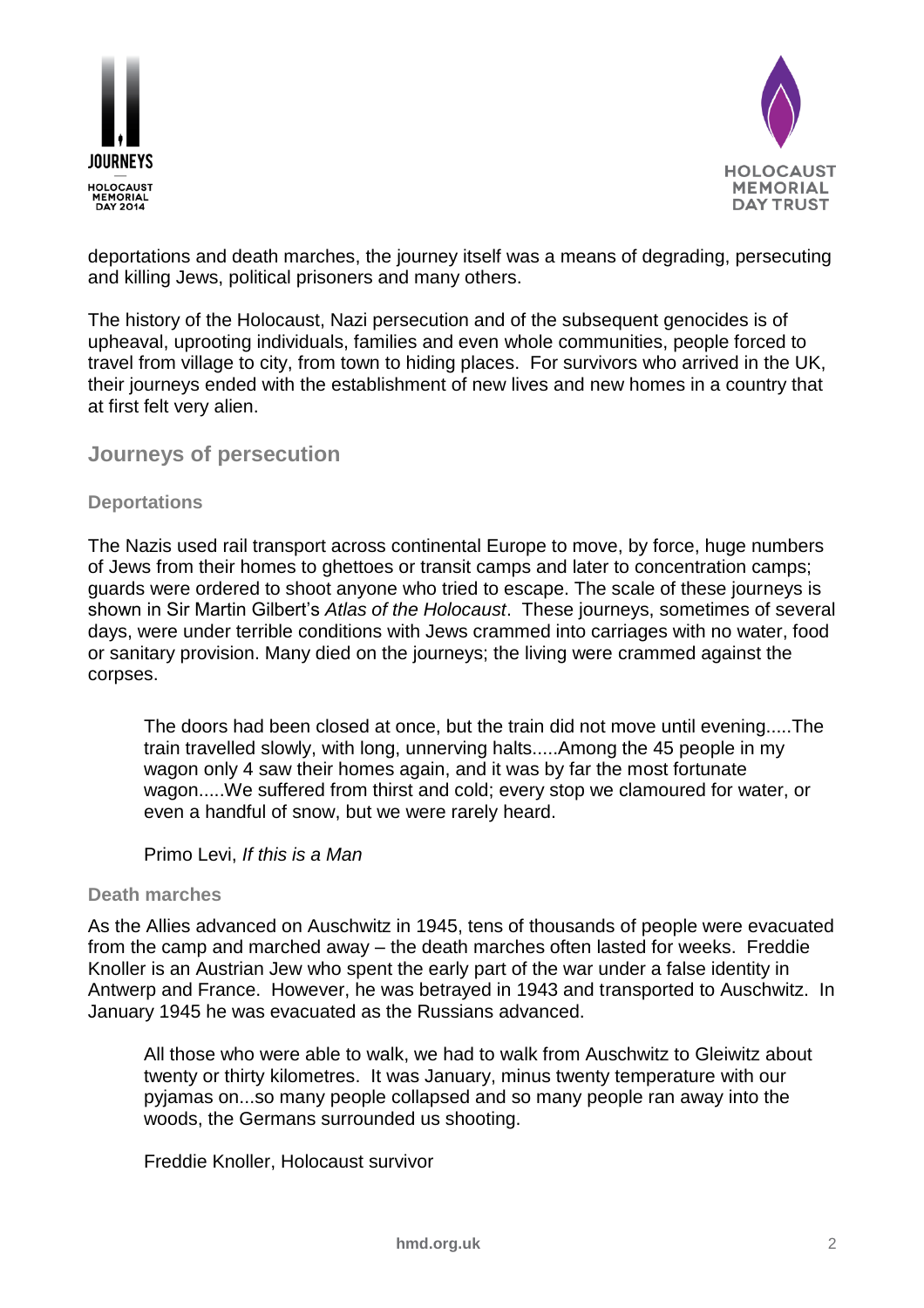deportations and death marches, the journey itself was a means of degrading, persecuting and killing Jews, political prisoners and many others.

The history of the Holocaust, Nazi persecution and of the subsequent genocides is of upheaval, uprooting individuals, families and even whole communities, people forced to travel from village to city, from town to hiding places. For survivors who arrived in the UK, their journeys ended with the establishment of new lives and new homes in a country that at first felt very alien.

## Journeys of persecution

### Deportations

The Nazis used rail transport across continental Europe to move, by force, huge numbers of Jews from their homes to ghettoes or transit camps and later to concentration camps; guards were ordered to shoot anyone who tried to escape. The scale of these journeys is shown in Sir Martin Gilbert's *Atlas of the Holocaust*. These journeys, sometimes of several days, were under terrible conditions with Jews crammed into carriages with no water, food or sanitary provision. Many died on the journeys; the living were crammed against the corpses.

> The doors had been closed at once, but the train did not move until evening.....The train travelled slowly, with long, unnerving halts.....Among the 45 people in my wagon only 4 saw their homes again, and it was by far the most fortunate wagon.....We suffered from thirst and cold; every stop we clamoured for water, or even a handful of snow, but we were rarely heard.
>
> Primo Levi, *If this is a Man*

### Death marches

As the Allies advanced on Auschwitz in 1945, tens of thousands of people were evacuated from the camp and marched away – the death marches often lasted for weeks. Freddie Knoller is an Austrian Jew who spent the early part of the war under a false identity in Antwerp and France. However, he was betrayed in 1943 and transported to Auschwitz. In January 1945 he was evacuated as the Russians advanced.

> All those who were able to walk, we had to walk from Auschwitz to Gleiwitz about twenty or thirty kilometres. It was January, minus twenty temperature with our pyjamas on...so many people collapsed and so many people ran away into the woods, the Germans surrounded us shooting.
>
> Freddie Knoller, Holocaust survivor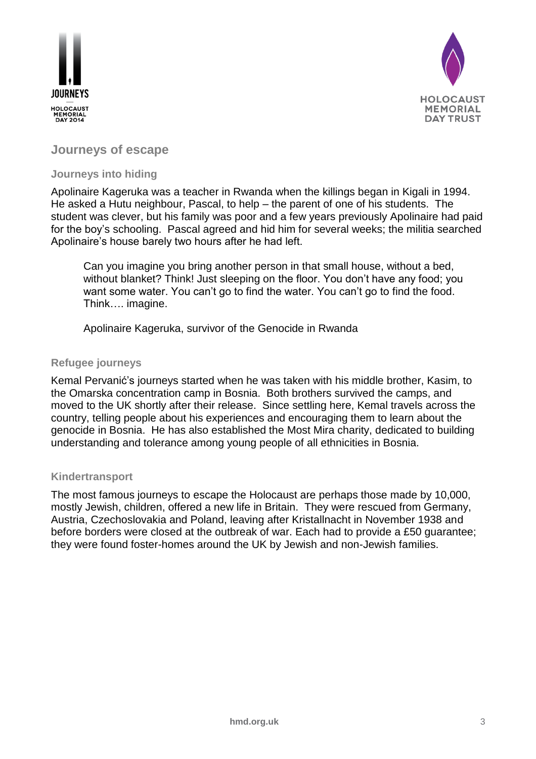# Journeys of escape

## Journeys into hiding

Apolinaire Kageruka was a teacher in Rwanda when the killings began in Kigali in 1994. He asked a Hutu neighbour, Pascal, to help – the parent of one of his students. The student was clever, but his family was poor and a few years previously Apolinaire had paid for the boy's schooling. Pascal agreed and hid him for several weeks; the militia searched Apolinaire's house barely two hours after he had left.

> Can you imagine you bring another person in that small house, without a bed, without blanket? Think! Just sleeping on the floor. You don't have any food; you want some water. You can't go to find the water. You can't go to find the food. Think…. imagine.
>
> Apolinaire Kageruka, survivor of the Genocide in Rwanda

## Refugee journeys

Kemal Pervanić's journeys started when he was taken with his middle brother, Kasim, to the Omarska concentration camp in Bosnia. Both brothers survived the camps, and moved to the UK shortly after their release. Since settling here, Kemal travels across the country, telling people about his experiences and encouraging them to learn about the genocide in Bosnia. He has also established the Most Mira charity, dedicated to building understanding and tolerance among young people of all ethnicities in Bosnia.

## Kindertransport

The most famous journeys to escape the Holocaust are perhaps those made by 10,000, mostly Jewish, children, offered a new life in Britain. They were rescued from Germany, Austria, Czechoslovakia and Poland, leaving after Kristallnacht in November 1938 and before borders were closed at the outbreak of war. Each had to provide a £50 guarantee; they were found foster-homes around the UK by Jewish and non-Jewish families.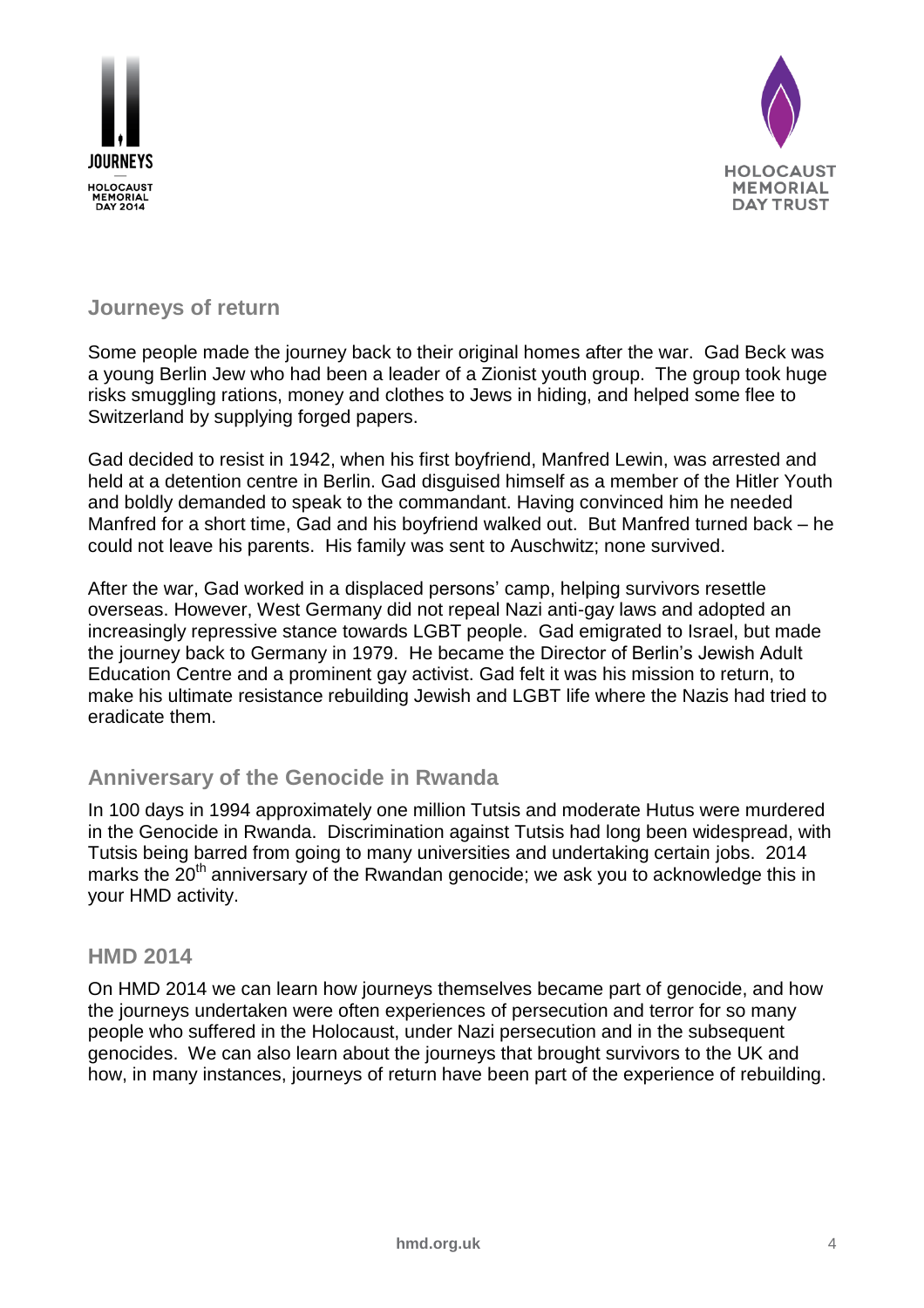## Journeys of return

Some people made the journey back to their original homes after the war. Gad Beck was a young Berlin Jew who had been a leader of a Zionist youth group. The group took huge risks smuggling rations, money and clothes to Jews in hiding, and helped some flee to Switzerland by supplying forged papers.

Gad decided to resist in 1942, when his first boyfriend, Manfred Lewin, was arrested and held at a detention centre in Berlin. Gad disguised himself as a member of the Hitler Youth and boldly demanded to speak to the commandant. Having convinced him he needed Manfred for a short time, Gad and his boyfriend walked out. But Manfred turned back – he could not leave his parents. His family was sent to Auschwitz; none survived.

After the war, Gad worked in a displaced persons' camp, helping survivors resettle overseas. However, West Germany did not repeal Nazi anti-gay laws and adopted an increasingly repressive stance towards LGBT people. Gad emigrated to Israel, but made the journey back to Germany in 1979. He became the Director of Berlin's Jewish Adult Education Centre and a prominent gay activist. Gad felt it was his mission to return, to make his ultimate resistance rebuilding Jewish and LGBT life where the Nazis had tried to eradicate them.

## Anniversary of the Genocide in Rwanda

In 100 days in 1994 approximately one million Tutsis and moderate Hutus were murdered in the Genocide in Rwanda. Discrimination against Tutsis had long been widespread, with Tutsis being barred from going to many universities and undertaking certain jobs. 2014 marks the 20th anniversary of the Rwandan genocide; we ask you to acknowledge this in your HMD activity.

## HMD 2014

On HMD 2014 we can learn how journeys themselves became part of genocide, and how the journeys undertaken were often experiences of persecution and terror for so many people who suffered in the Holocaust, under Nazi persecution and in the subsequent genocides. We can also learn about the journeys that brought survivors to the UK and how, in many instances, journeys of return have been part of the experience of rebuilding.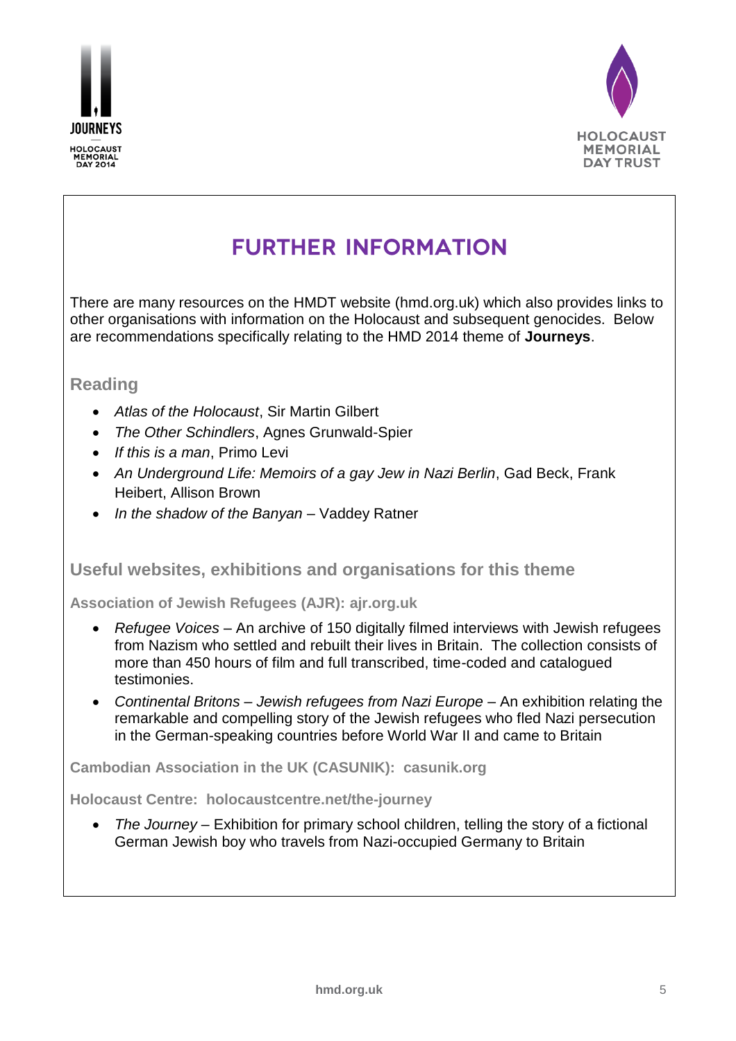# FURTHER INFORMATION

There are many resources on the HMDT website (hmd.org.uk) which also provides links to other organisations with information on the Holocaust and subsequent genocides. Below are recommendations specifically relating to the HMD 2014 theme of **Journeys**.

## Reading

- *Atlas of the Holocaust*, Sir Martin Gilbert
- *The Other Schindlers*, Agnes Grunwald-Spier
- *If this is a man*, Primo Levi
- *An Underground Life: Memoirs of a gay Jew in Nazi Berlin*, Gad Beck, Frank Heibert, Allison Brown
- *In the shadow of the Banyan* – Vaddey Ratner

## Useful websites, exhibitions and organisations for this theme

### Association of Jewish Refugees (AJR): ajr.org.uk

- *Refugee Voices* – An archive of 150 digitally filmed interviews with Jewish refugees from Nazism who settled and rebuilt their lives in Britain. The collection consists of more than 450 hours of film and full transcribed, time-coded and catalogued testimonies.
- *Continental Britons – Jewish refugees from Nazi Europe* – An exhibition relating the remarkable and compelling story of the Jewish refugees who fled Nazi persecution in the German-speaking countries before World War II and came to Britain

### Cambodian Association in the UK (CASUNIK): casunik.org

### Holocaust Centre: holocaustcentre.net/the-journey

- *The Journey* – Exhibition for primary school children, telling the story of a fictional German Jewish boy who travels from Nazi-occupied Germany to Britain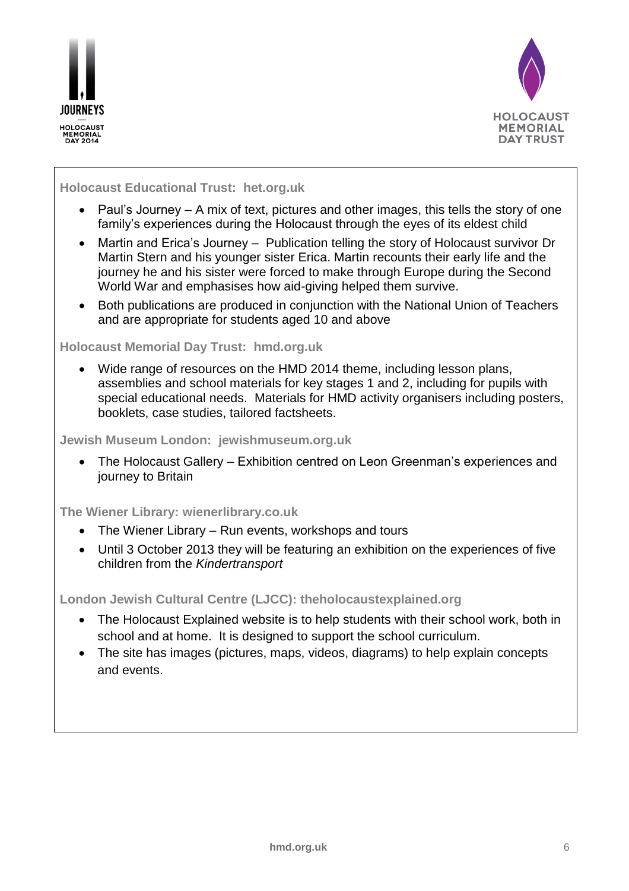### Holocaust Educational Trust: het.org.uk

- Paul's Journey – A mix of text, pictures and other images, this tells the story of one family's experiences during the Holocaust through the eyes of its eldest child
- Martin and Erica's Journey – Publication telling the story of Holocaust survivor Dr Martin Stern and his younger sister Erica. Martin recounts their early life and the journey he and his sister were forced to make through Europe during the Second World War and emphasises how aid-giving helped them survive.
- Both publications are produced in conjunction with the National Union of Teachers and are appropriate for students aged 10 and above

### Holocaust Memorial Day Trust: hmd.org.uk

- Wide range of resources on the HMD 2014 theme, including lesson plans, assemblies and school materials for key stages 1 and 2, including for pupils with special educational needs. Materials for HMD activity organisers including posters, booklets, case studies, tailored factsheets.

### Jewish Museum London: jewishmuseum.org.uk

- The Holocaust Gallery – Exhibition centred on Leon Greenman's experiences and journey to Britain

### The Wiener Library: wienerlibrary.co.uk

- The Wiener Library – Run events, workshops and tours
- Until 3 October 2013 they will be featuring an exhibition on the experiences of five children from the *Kindertransport*

### London Jewish Cultural Centre (LJCC): theholocaustexplained.org

- The Holocaust Explained website is to help students with their school work, both in school and at home. It is designed to support the school curriculum.
- The site has images (pictures, maps, videos, diagrams) to help explain concepts and events.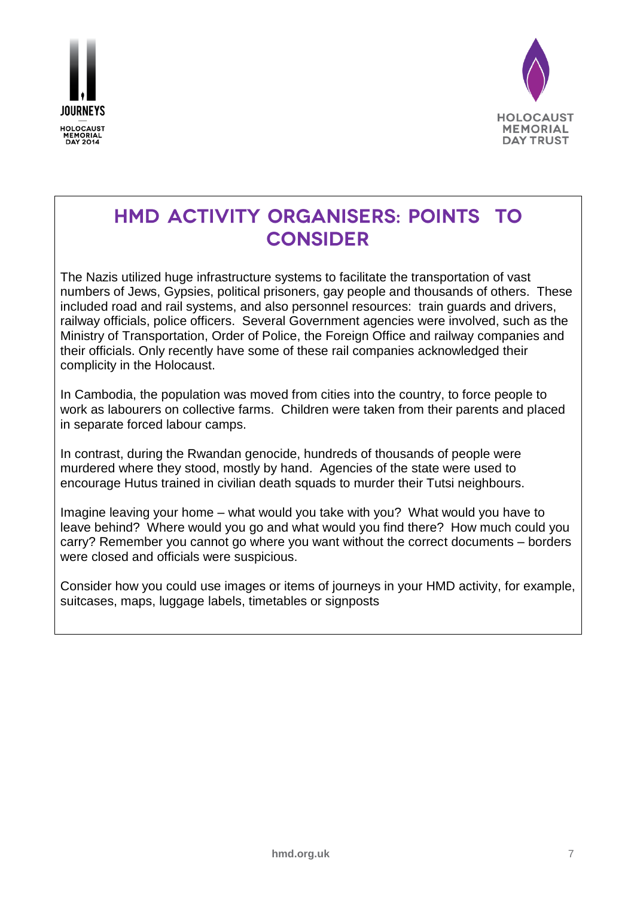# HMD ACTIVITY ORGANISERS: POINTS TO CONSIDER

The Nazis utilized huge infrastructure systems to facilitate the transportation of vast numbers of Jews, Gypsies, political prisoners, gay people and thousands of others. These included road and rail systems, and also personnel resources: train guards and drivers, railway officials, police officers. Several Government agencies were involved, such as the Ministry of Transportation, Order of Police, the Foreign Office and railway companies and their officials. Only recently have some of these rail companies acknowledged their complicity in the Holocaust.

In Cambodia, the population was moved from cities into the country, to force people to work as labourers on collective farms. Children were taken from their parents and placed in separate forced labour camps.

In contrast, during the Rwandan genocide, hundreds of thousands of people were murdered where they stood, mostly by hand. Agencies of the state were used to encourage Hutus trained in civilian death squads to murder their Tutsi neighbours.

Imagine leaving your home – what would you take with you? What would you have to leave behind? Where would you go and what would you find there? How much could you carry? Remember you cannot go where you want without the correct documents – borders were closed and officials were suspicious.

Consider how you could use images or items of journeys in your HMD activity, for example, suitcases, maps, luggage labels, timetables or signposts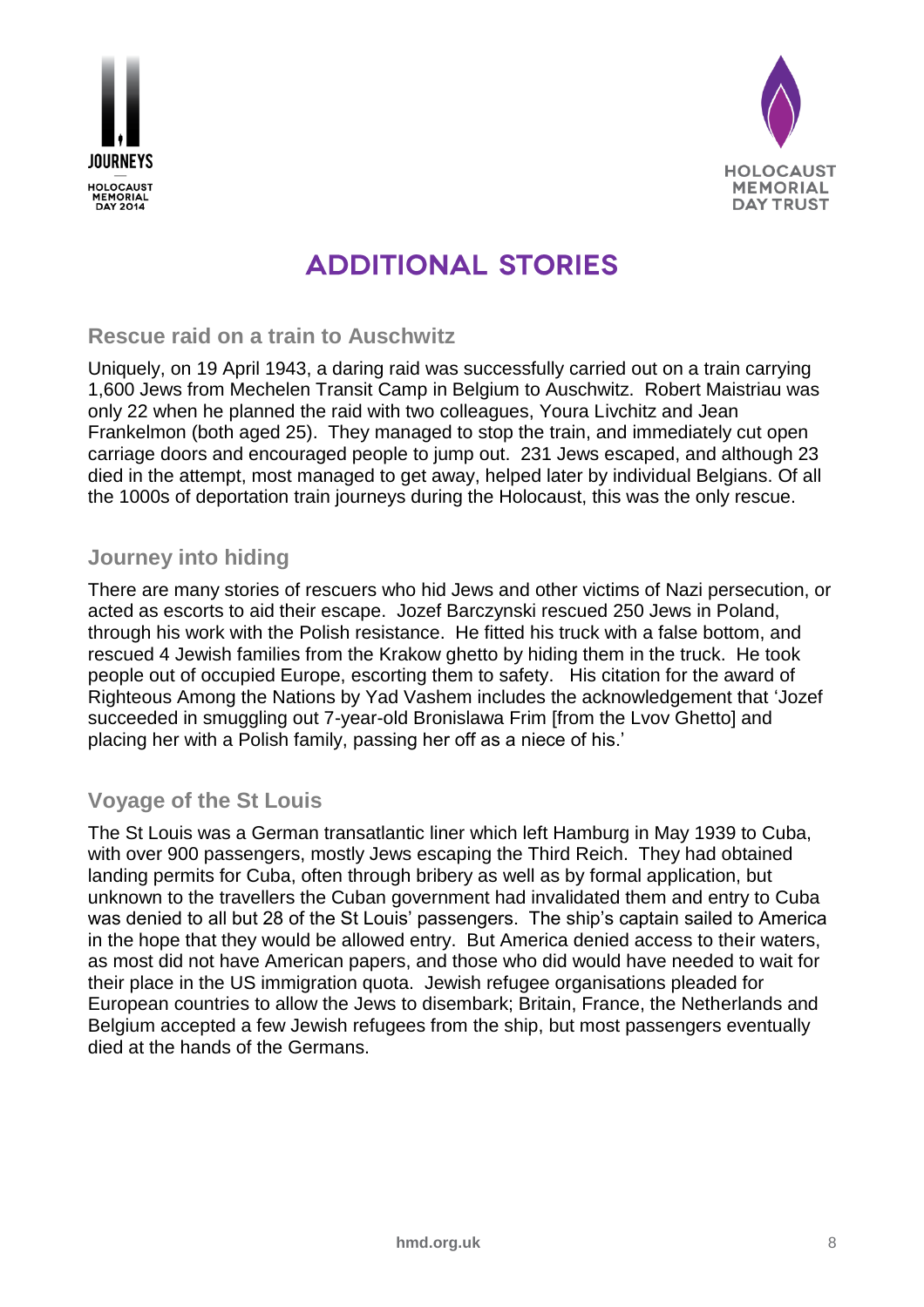# ADDITIONAL STORIES

## Rescue raid on a train to Auschwitz

Uniquely, on 19 April 1943, a daring raid was successfully carried out on a train carrying 1,600 Jews from Mechelen Transit Camp in Belgium to Auschwitz. Robert Maistriau was only 22 when he planned the raid with two colleagues, Youra Livchitz and Jean Frankelmon (both aged 25). They managed to stop the train, and immediately cut open carriage doors and encouraged people to jump out. 231 Jews escaped, and although 23 died in the attempt, most managed to get away, helped later by individual Belgians. Of all the 1000s of deportation train journeys during the Holocaust, this was the only rescue.

## Journey into hiding

There are many stories of rescuers who hid Jews and other victims of Nazi persecution, or acted as escorts to aid their escape. Jozef Barczynski rescued 250 Jews in Poland, through his work with the Polish resistance. He fitted his truck with a false bottom, and rescued 4 Jewish families from the Krakow ghetto by hiding them in the truck. He took people out of occupied Europe, escorting them to safety. His citation for the award of Righteous Among the Nations by Yad Vashem includes the acknowledgement that 'Jozef succeeded in smuggling out 7-year-old Bronislawa Frim [from the Lvov Ghetto] and placing her with a Polish family, passing her off as a niece of his.'

## Voyage of the St Louis

The St Louis was a German transatlantic liner which left Hamburg in May 1939 to Cuba, with over 900 passengers, mostly Jews escaping the Third Reich. They had obtained landing permits for Cuba, often through bribery as well as by formal application, but unknown to the travellers the Cuban government had invalidated them and entry to Cuba was denied to all but 28 of the St Louis' passengers. The ship's captain sailed to America in the hope that they would be allowed entry. But America denied access to their waters, as most did not have American papers, and those who did would have needed to wait for their place in the US immigration quota. Jewish refugee organisations pleaded for European countries to allow the Jews to disembark; Britain, France, the Netherlands and Belgium accepted a few Jewish refugees from the ship, but most passengers eventually died at the hands of the Germans.